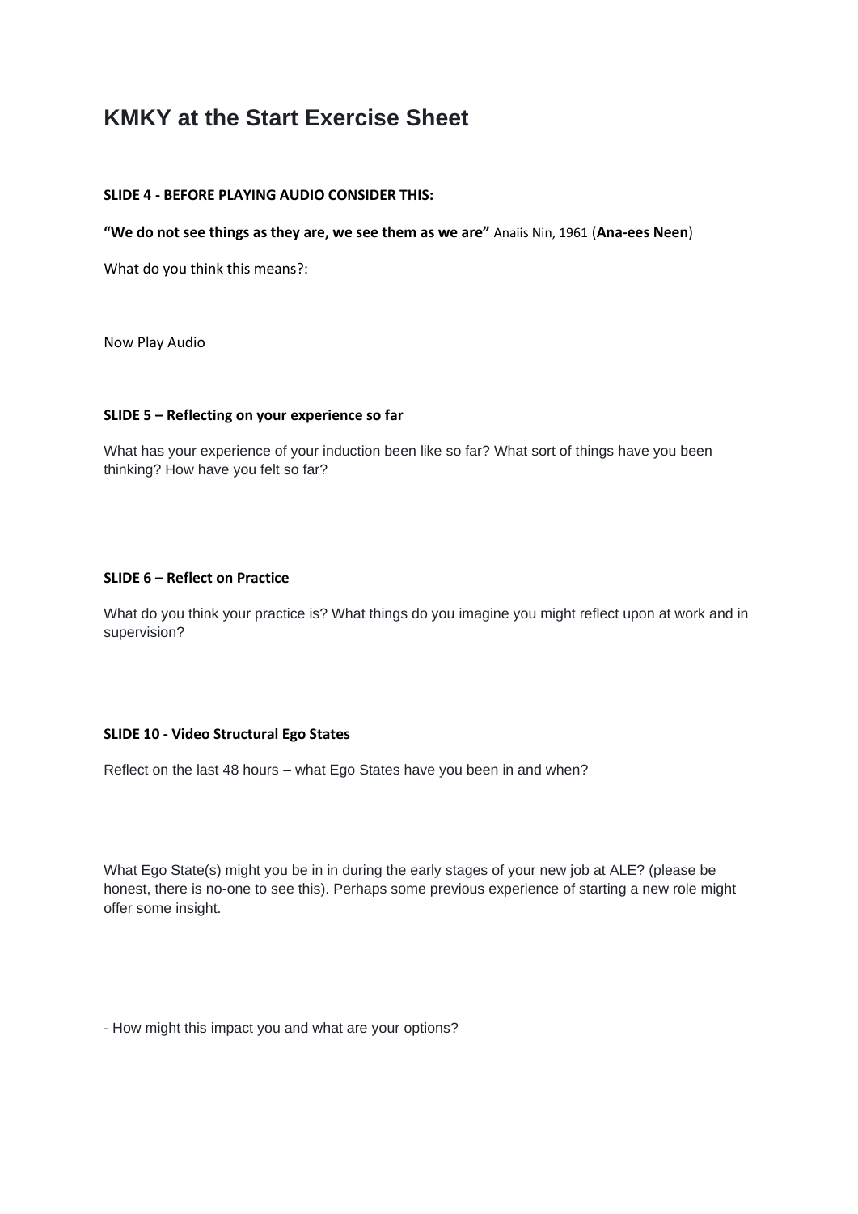# KMKY at the Start Exercise Sheet

**SLIDE 4 - BEFORE PLAYING AUDIO CONSIDER THIS:**

**"We do not see things as they are, we see them as we are"** Anaiis Nin, 1961 (**Ana-ees Neen**)

What do you think this means?:

Now Play Audio

**SLIDE 5 – Reflecting on your experience so far**

What has your experience of your induction been like so far? What sort of things have you been thinking? How have you felt so far?

**SLIDE 6 – Reflect on Practice**

What do you think your practice is? What things do you imagine you might reflect upon at work and in supervision?

**SLIDE 10 - Video Structural Ego States**

Reflect on the last 48 hours – what Ego States have you been in and when?

What Ego State(s) might you be in in during the early stages of your new job at ALE? (please be honest, there is no-one to see this). Perhaps some previous experience of starting a new role might offer some insight.

- How might this impact you and what are your options?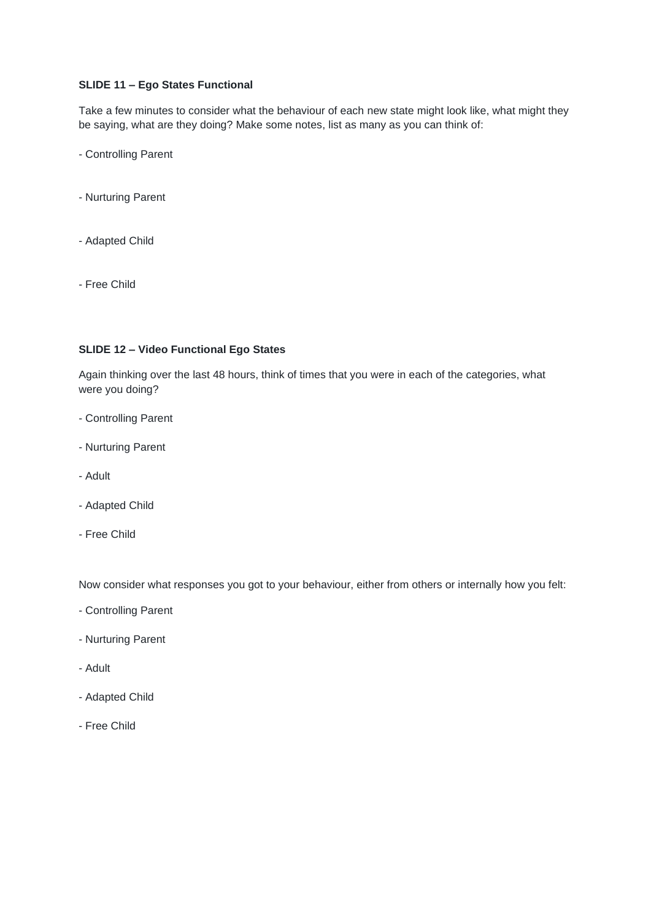**SLIDE 11 – Ego States Functional**

Take a few minutes to consider what the behaviour of each new state might look like, what might they be saying, what are they doing? Make some notes, list as many as you can think of:

- Controlling Parent

- Nurturing Parent

- Adapted Child

- Free Child

**SLIDE 12 – Video Functional Ego States**

Again thinking over the last 48 hours, think of times that you were in each of the categories, what were you doing?

- Controlling Parent
- Nurturing Parent
- Adult
- Adapted Child
- Free Child

Now consider what responses you got to your behaviour, either from others or internally how you felt:

- Controlling Parent
- Nurturing Parent
- Adult
- Adapted Child
- Free Child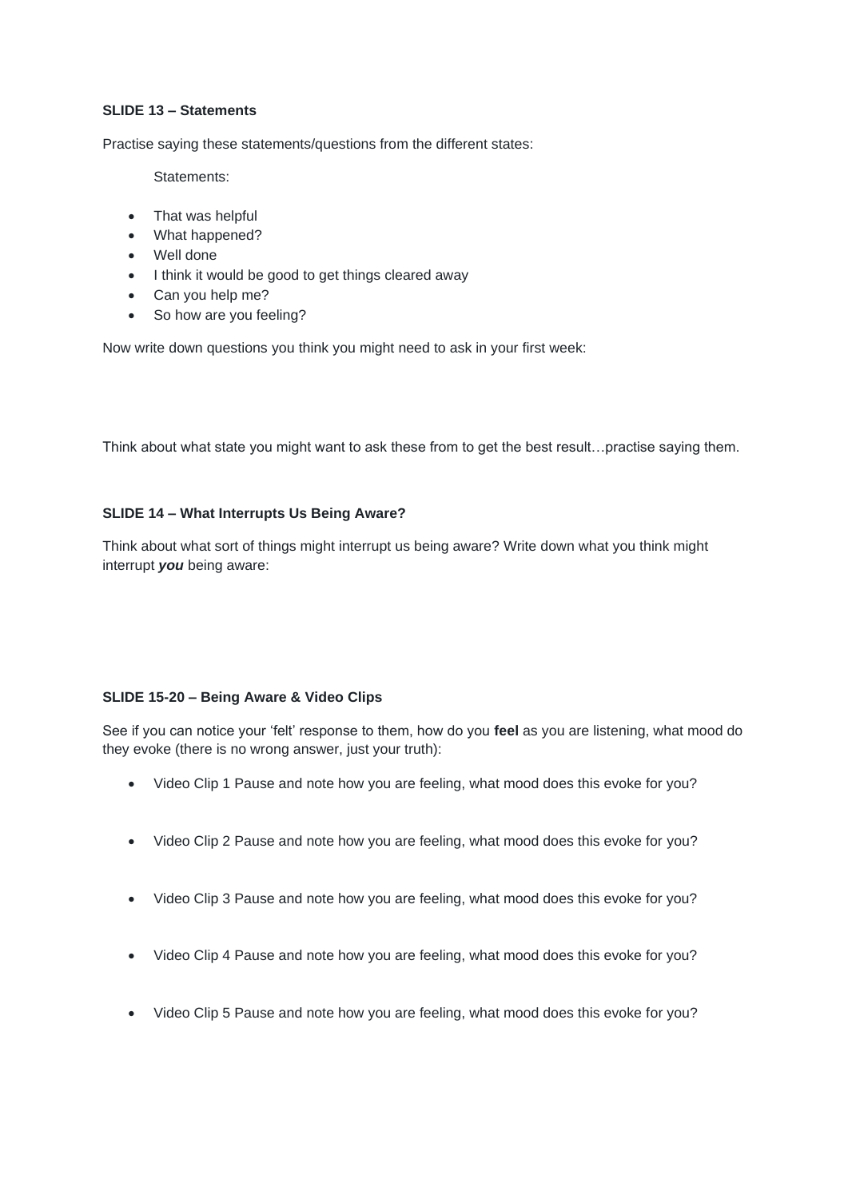**SLIDE 13 – Statements**

Practise saying these statements/questions from the different states:

Statements:

- That was helpful
- What happened?
- Well done
- I think it would be good to get things cleared away
- Can you help me?
- So how are you feeling?

Now write down questions you think you might need to ask in your first week:

Think about what state you might want to ask these from to get the best result…practise saying them.

**SLIDE 14 – What Interrupts Us Being Aware?**

Think about what sort of things might interrupt us being aware? Write down what you think might interrupt ***you*** being aware:

**SLIDE 15-20 – Being Aware & Video Clips**

See if you can notice your 'felt' response to them, how do you **feel** as you are listening, what mood do they evoke (there is no wrong answer, just your truth):

- Video Clip 1 Pause and note how you are feeling, what mood does this evoke for you?
- Video Clip 2 Pause and note how you are feeling, what mood does this evoke for you?
- Video Clip 3 Pause and note how you are feeling, what mood does this evoke for you?
- Video Clip 4 Pause and note how you are feeling, what mood does this evoke for you?
- Video Clip 5 Pause and note how you are feeling, what mood does this evoke for you?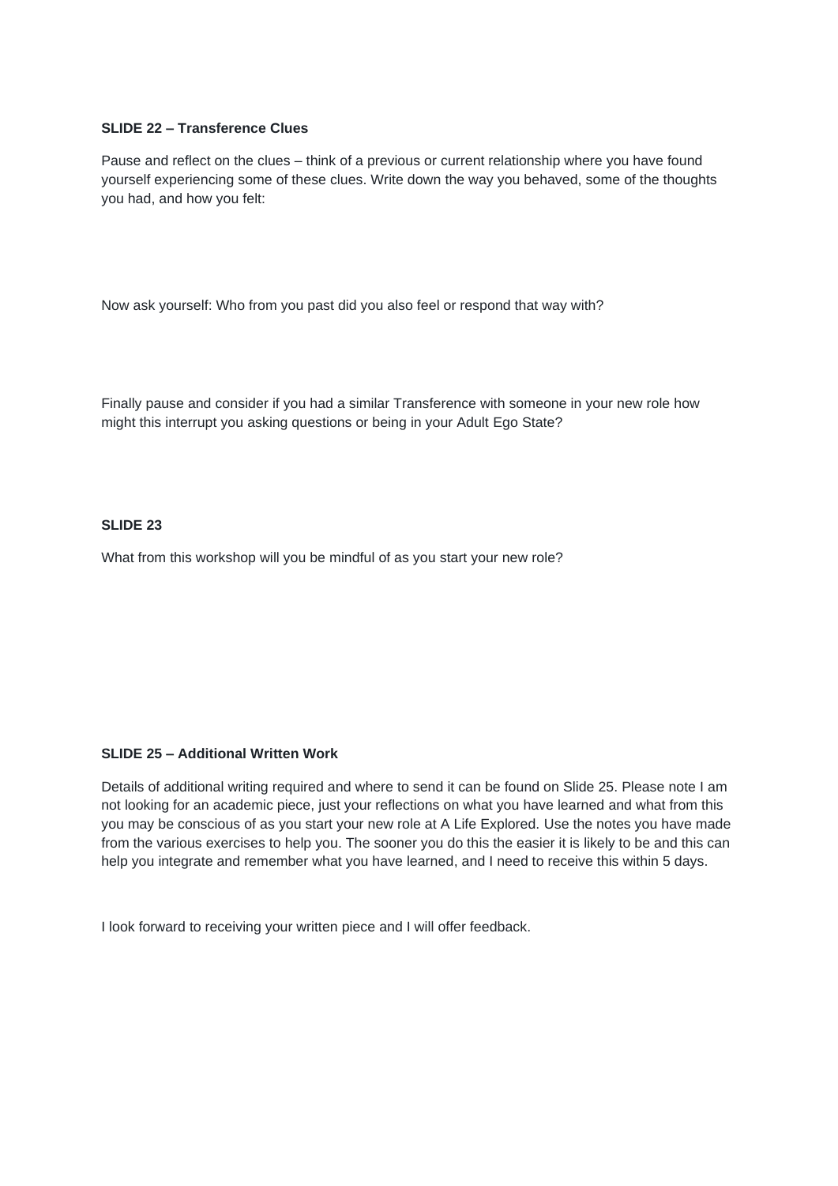**SLIDE 22 – Transference Clues**

Pause and reflect on the clues – think of a previous or current relationship where you have found yourself experiencing some of these clues. Write down the way you behaved, some of the thoughts you had, and how you felt:

Now ask yourself: Who from you past did you also feel or respond that way with?

Finally pause and consider if you had a similar Transference with someone in your new role how might this interrupt you asking questions or being in your Adult Ego State?

**SLIDE 23**

What from this workshop will you be mindful of as you start your new role?

**SLIDE 25 – Additional Written Work**

Details of additional writing required and where to send it can be found on Slide 25. Please note I am not looking for an academic piece, just your reflections on what you have learned and what from this you may be conscious of as you start your new role at A Life Explored. Use the notes you have made from the various exercises to help you. The sooner you do this the easier it is likely to be and this can help you integrate and remember what you have learned, and I need to receive this within 5 days.

I look forward to receiving your written piece and I will offer feedback.